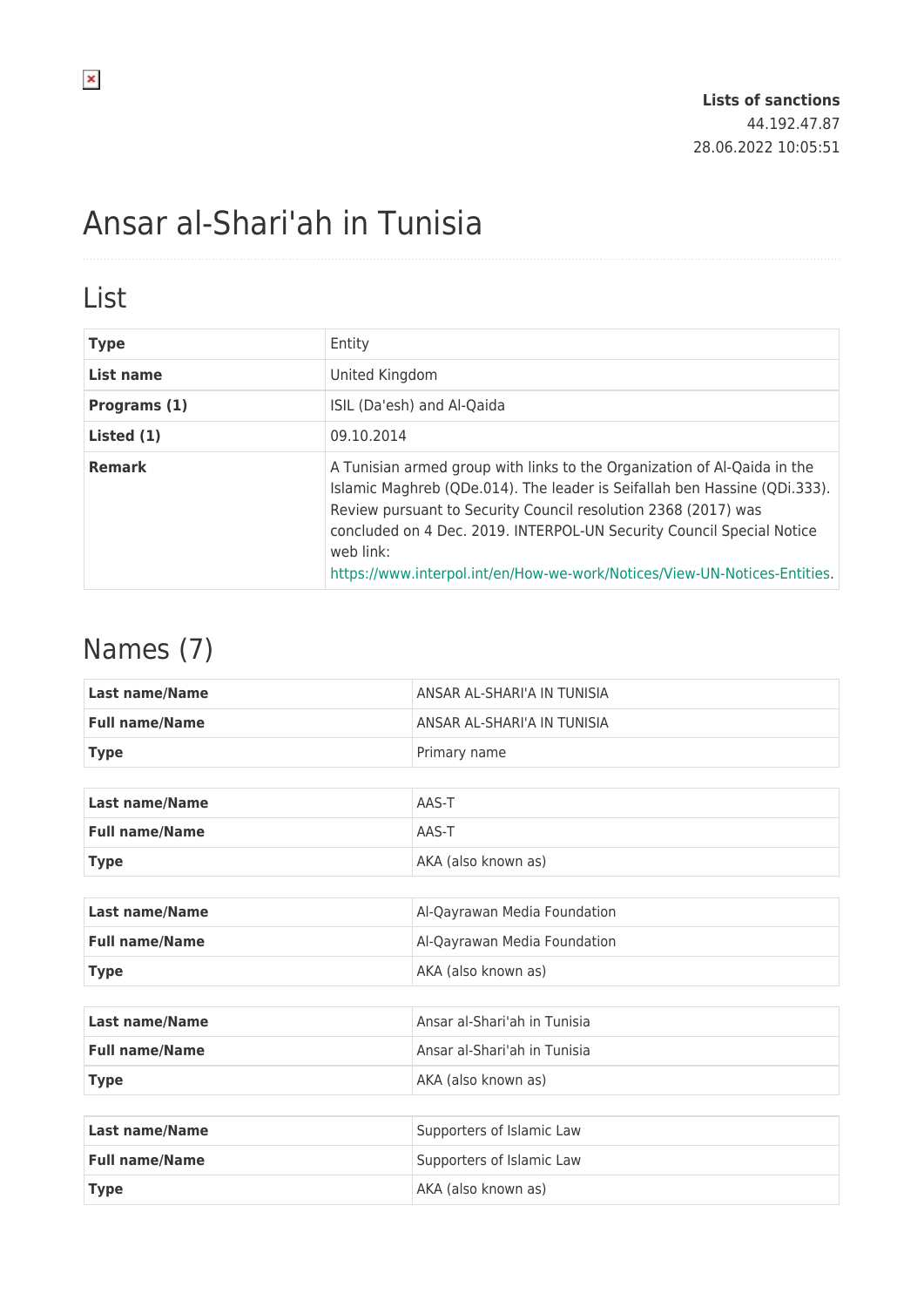**Lists of sanctions**
44.192.47.87
28.06.2022 10:05:51

# Ansar al-Shari'ah in Tunisia

## List

| | |
|---|---|
| **Type** | Entity |
| **List name** | United Kingdom |
| **Programs (1)** | ISIL (Da'esh) and Al-Qaida |
| **Listed (1)** | 09.10.2014 |
| **Remark** | A Tunisian armed group with links to the Organization of Al-Qaida in the Islamic Maghreb (QDe.014). The leader is Seifallah ben Hassine (QDi.333). Review pursuant to Security Council resolution 2368 (2017) was concluded on 4 Dec. 2019. INTERPOL-UN Security Council Special Notice web link: https://www.interpol.int/en/How-we-work/Notices/View-UN-Notices-Entities. |

## Names (7)

| | |
|---|---|
| **Last name/Name** | ANSAR AL-SHARI'A IN TUNISIA |
| **Full name/Name** | ANSAR AL-SHARI'A IN TUNISIA |
| **Type** | Primary name |

| | |
|---|---|
| **Last name/Name** | AAS-T |
| **Full name/Name** | AAS-T |
| **Type** | AKA (also known as) |

| | |
|---|---|
| **Last name/Name** | Al-Qayrawan Media Foundation |
| **Full name/Name** | Al-Qayrawan Media Foundation |
| **Type** | AKA (also known as) |

| | |
|---|---|
| **Last name/Name** | Ansar al-Shari'ah in Tunisia |
| **Full name/Name** | Ansar al-Shari'ah in Tunisia |
| **Type** | AKA (also known as) |

| | |
|---|---|
| **Last name/Name** | Supporters of Islamic Law |
| **Full name/Name** | Supporters of Islamic Law |
| **Type** | AKA (also known as) |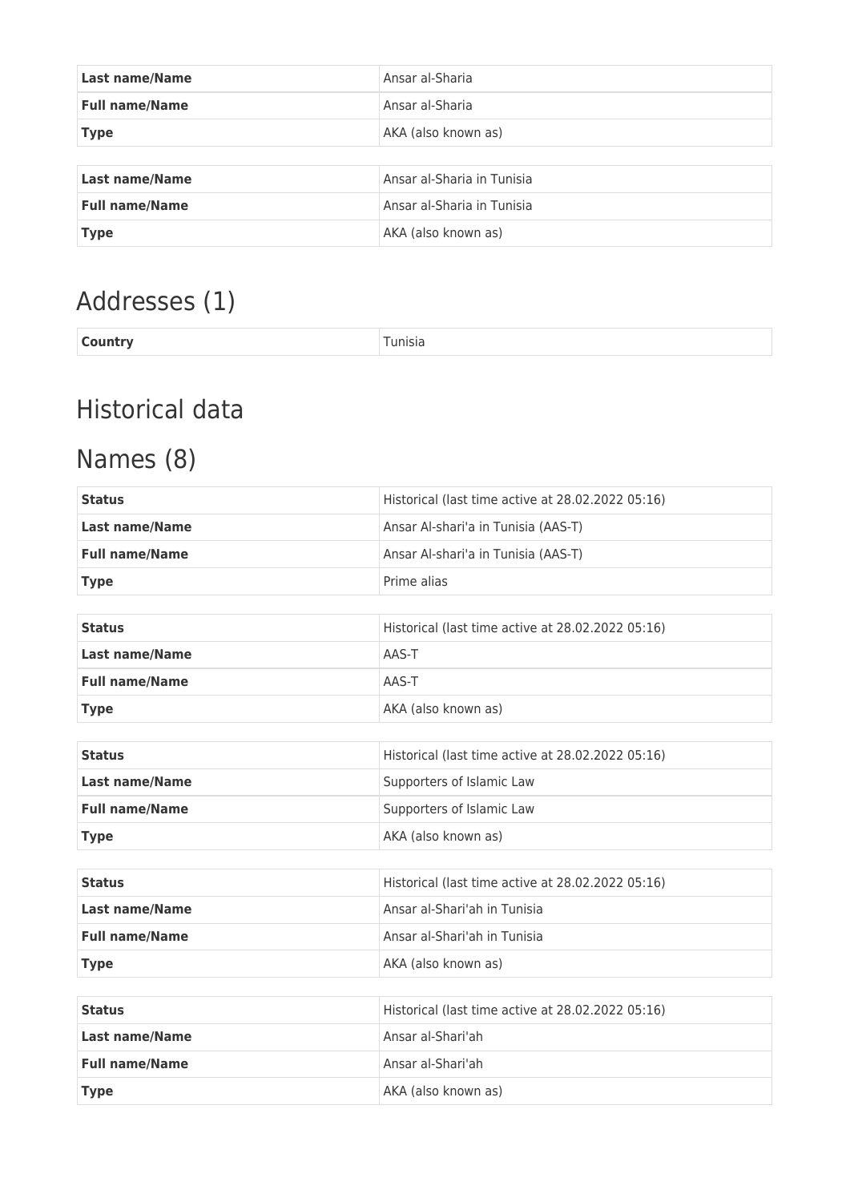| | |
|---|---|
| **Last name/Name** | Ansar al-Sharia |
| **Full name/Name** | Ansar al-Sharia |
| **Type** | AKA (also known as) |

| | |
|---|---|
| **Last name/Name** | Ansar al-Sharia in Tunisia |
| **Full name/Name** | Ansar al-Sharia in Tunisia |
| **Type** | AKA (also known as) |

## Addresses (1)

| | |
|---|---|
| **Country** | Tunisia |

# Historical data

## Names (8)

| | |
|---|---|
| **Status** | Historical (last time active at 28.02.2022 05:16) |
| **Last name/Name** | Ansar Al-shari'a in Tunisia (AAS-T) |
| **Full name/Name** | Ansar Al-shari'a in Tunisia (AAS-T) |
| **Type** | Prime alias |

| | |
|---|---|
| **Status** | Historical (last time active at 28.02.2022 05:16) |
| **Last name/Name** | AAS-T |
| **Full name/Name** | AAS-T |
| **Type** | AKA (also known as) |

| | |
|---|---|
| **Status** | Historical (last time active at 28.02.2022 05:16) |
| **Last name/Name** | Supporters of Islamic Law |
| **Full name/Name** | Supporters of Islamic Law |
| **Type** | AKA (also known as) |

| | |
|---|---|
| **Status** | Historical (last time active at 28.02.2022 05:16) |
| **Last name/Name** | Ansar al-Shari'ah in Tunisia |
| **Full name/Name** | Ansar al-Shari'ah in Tunisia |
| **Type** | AKA (also known as) |

| | |
|---|---|
| **Status** | Historical (last time active at 28.02.2022 05:16) |
| **Last name/Name** | Ansar al-Shari'ah |
| **Full name/Name** | Ansar al-Shari'ah |
| **Type** | AKA (also known as) |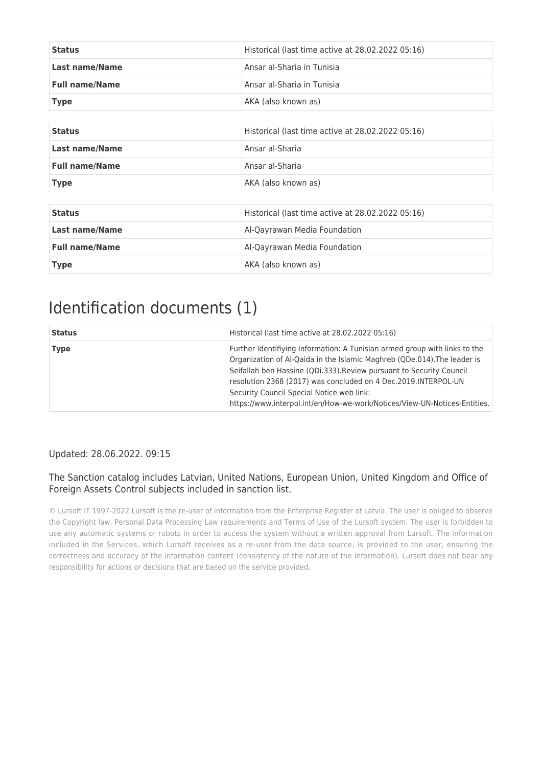| | |
|---|---|
| **Status** | Historical (last time active at 28.02.2022 05:16) |
| **Last name/Name** | Ansar al-Sharia in Tunisia |
| **Full name/Name** | Ansar al-Sharia in Tunisia |
| **Type** | AKA (also known as) |

| | |
|---|---|
| **Status** | Historical (last time active at 28.02.2022 05:16) |
| **Last name/Name** | Ansar al-Sharia |
| **Full name/Name** | Ansar al-Sharia |
| **Type** | AKA (also known as) |

| | |
|---|---|
| **Status** | Historical (last time active at 28.02.2022 05:16) |
| **Last name/Name** | Al-Qayrawan Media Foundation |
| **Full name/Name** | Al-Qayrawan Media Foundation |
| **Type** | AKA (also known as) |

# Identification documents (1)

| | |
|---|---|
| **Status** | Historical (last time active at 28.02.2022 05:16) |
| **Type** | Further Identifiying Information: A Tunisian armed group with links to the Organization of Al-Qaida in the Islamic Maghreb (QDe.014).The leader is Seifallah ben Hassine (QDi.333).Review pursuant to Security Council resolution 2368 (2017) was concluded on 4 Dec.2019.INTERPOL-UN Security Council Special Notice web link: https://www.interpol.int/en/How-we-work/Notices/View-UN-Notices-Entities. |

Updated: 28.06.2022. 09:15

The Sanction catalog includes Latvian, United Nations, European Union, United Kingdom and Office of Foreign Assets Control subjects included in sanction list.

© Lursoft IT 1997-2022 Lursoft is the re-user of information from the Enterprise Register of Latvia. The user is obliged to observe the Copyright law, Personal Data Processing Law requirements and Terms of Use of the Lursoft system. The user is forbidden to use any automatic systems or robots in order to access the system without a written approval from Lursoft. The information included in the Services, which Lursoft receives as a re-user from the data source, is provided to the user, ensuring the correctness and accuracy of the information content (consistency of the nature of the information). Lursoft does not bear any responsibility for actions or decisions that are based on the service provided.